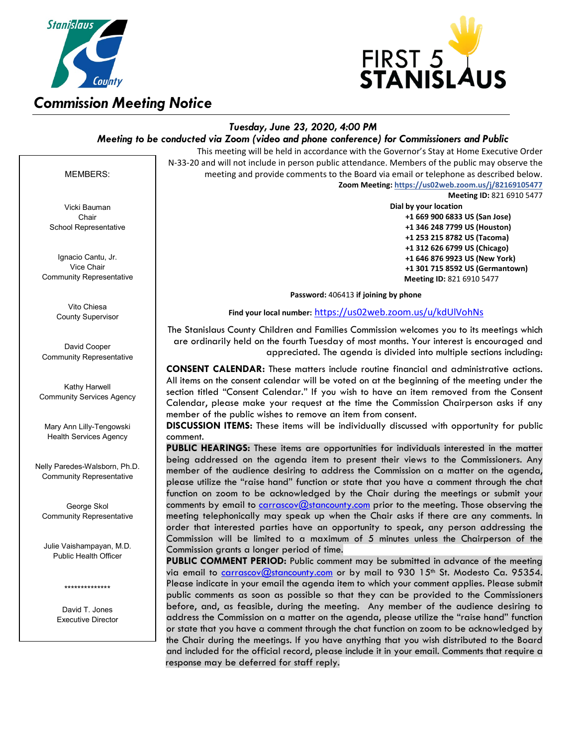# Commission Meeting Notice

***Tuesday, June 23, 2020, 4:00 PM***

***Meeting to be conducted via Zoom (video and phone conference) for Commissioners and Public***

MEMBERS:

Vicki Bauman
Chair
School Representative

Ignacio Cantu, Jr.
Vice Chair
Community Representative

Vito Chiesa
County Supervisor

David Cooper
Community Representative

Kathy Harwell
Community Services Agency

Mary Ann Lilly-Tengowski
Health Services Agency

Nelly Paredes-Walsborn, Ph.D.
Community Representative

George Skol
Community Representative

Julie Vaishampayan, M.D.
Public Health Officer

**************

David T. Jones
Executive Director

This meeting will be held in accordance with the Governor's Stay at Home Executive Order N-33-20 and will not include in person public attendance. Members of the public may observe the meeting and provide comments to the Board via email or telephone as described below.

**Zoom Meeting:** **https://us02web.zoom.us/j/82169105477**
**Meeting ID:** 821 6910 5477

**Dial by your location**
**+1 669 900 6833 US (San Jose)**
**+1 346 248 7799 US (Houston)**
**+1 253 215 8782 US (Tacoma)**
**+1 312 626 6799 US (Chicago)**
**+1 646 876 9923 US (New York)**
**+1 301 715 8592 US (Germantown)**
**Meeting ID:** 821 6910 5477

**Password:** 406413 **if joining by phone**

**Find your local number:** https://us02web.zoom.us/u/kdUlVohNs

The Stanislaus County Children and Families Commission welcomes you to its meetings which are ordinarily held on the fourth Tuesday of most months. Your interest is encouraged and appreciated. The agenda is divided into multiple sections including:

**CONSENT CALENDAR:** These matters include routine financial and administrative actions. All items on the consent calendar will be voted on at the beginning of the meeting under the section titled "Consent Calendar." If you wish to have an item removed from the Consent Calendar, please make your request at the time the Commission Chairperson asks if any member of the public wishes to remove an item from consent.

**DISCUSSION ITEMS:** These items will be individually discussed with opportunity for public comment.

**PUBLIC HEARINGS:** These items are opportunities for individuals interested in the matter being addressed on the agenda item to present their views to the Commissioners. Any member of the audience desiring to address the Commission on a matter on the agenda, please utilize the "raise hand" function or state that you have a comment through the chat function on zoom to be acknowledged by the Chair during the meetings or submit your comments by email to carrascov@stancounty.com prior to the meeting. Those observing the meeting telephonically may speak up when the Chair asks if there are any comments. In order that interested parties have an opportunity to speak, any person addressing the Commission will be limited to a maximum of 5 minutes unless the Chairperson of the Commission grants a longer period of time.

**PUBLIC COMMENT PERIOD:** Public comment may be submitted in advance of the meeting via email to carrascov@stancounty.com or by mail to 930 15th St. Modesto Ca. 95354. Please indicate in your email the agenda item to which your comment applies. Please submit public comments as soon as possible so that they can be provided to the Commissioners before, and, as feasible, during the meeting. Any member of the audience desiring to address the Commission on a matter on the agenda, please utilize the "raise hand" function or state that you have a comment through the chat function on zoom to be acknowledged by the Chair during the meetings. If you have anything that you wish distributed to the Board and included for the official record, please include it in your email. Comments that require a response may be deferred for staff reply.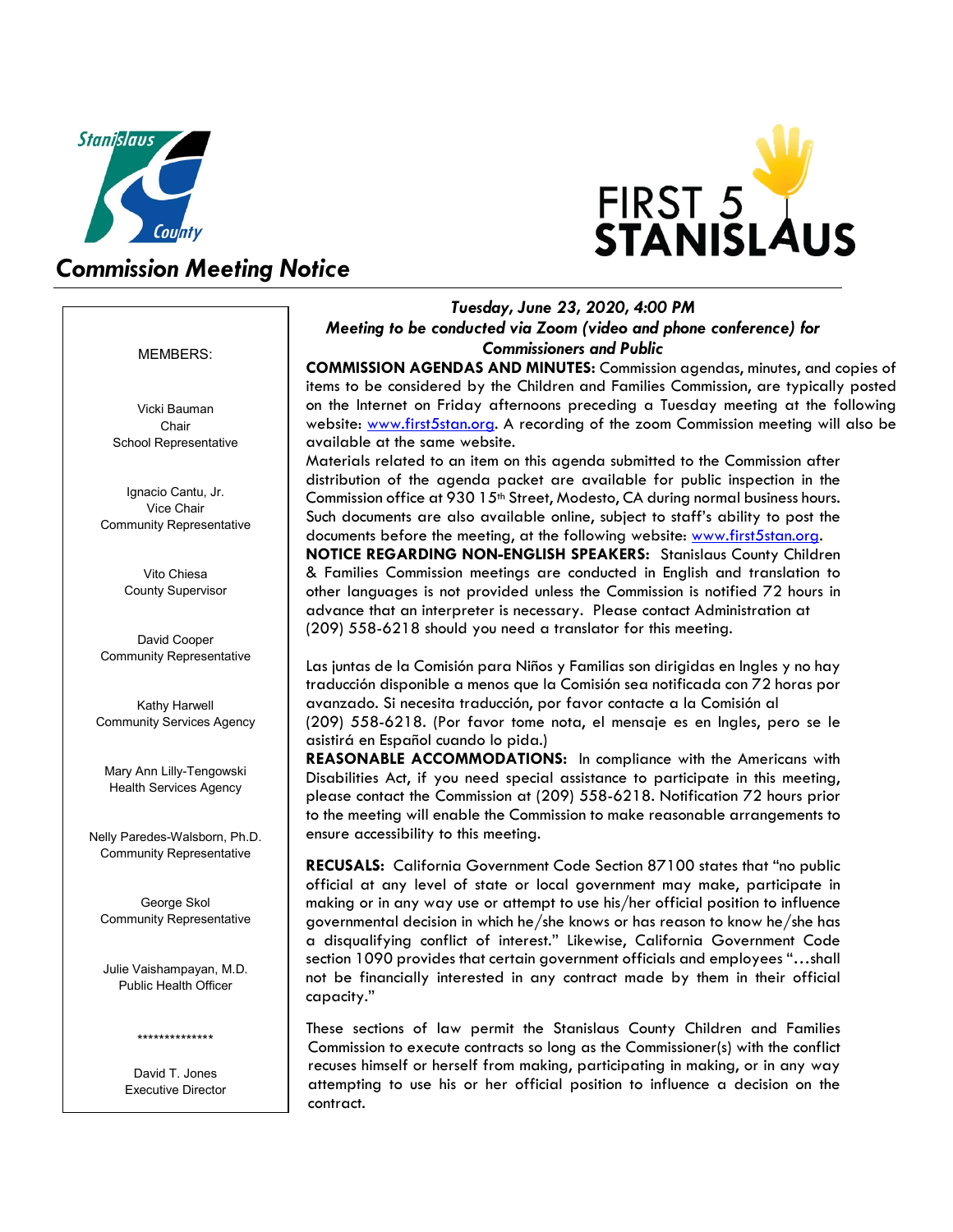# Commission Meeting Notice

FIRST 5 STANISLAUS

MEMBERS:

Vicki Bauman
Chair
School Representative

Ignacio Cantu, Jr.
Vice Chair
Community Representative

Vito Chiesa
County Supervisor

David Cooper
Community Representative

Kathy Harwell
Community Services Agency

Mary Ann Lilly-Tengowski
Health Services Agency

Nelly Paredes-Walsborn, Ph.D.
Community Representative

George Skol
Community Representative

Julie Vaishampayan, M.D.
Public Health Officer

***************

David T. Jones
Executive Director

***Tuesday, June 23, 2020, 4:00 PM***
***Meeting to be conducted via Zoom (video and phone conference) for Commissioners and Public***

**COMMISSION AGENDAS AND MINUTES:** Commission agendas, minutes, and copies of items to be considered by the Children and Families Commission, are typically posted on the Internet on Friday afternoons preceding a Tuesday meeting at the following website: www.first5stan.org. A recording of the zoom Commission meeting will also be available at the same website.

Materials related to an item on this agenda submitted to the Commission after distribution of the agenda packet are available for public inspection in the Commission office at 930 15th Street, Modesto, CA during normal business hours. Such documents are also available online, subject to staff's ability to post the documents before the meeting, at the following website: www.first5stan.org.

**NOTICE REGARDING NON-ENGLISH SPEAKERS:** Stanislaus County Children & Families Commission meetings are conducted in English and translation to other languages is not provided unless the Commission is notified 72 hours in advance that an interpreter is necessary. Please contact Administration at (209) 558-6218 should you need a translator for this meeting.

Las juntas de la Comisión para Niños y Familias son dirigidas en Ingles y no hay traducción disponible a menos que la Comisión sea notificada con 72 horas por avanzado. Si necesita traducción, por favor contacte a la Comisión al (209) 558-6218. (Por favor tome nota, el mensaje es en Ingles, pero se le asistirá en Español cuando lo pida.)

**REASONABLE ACCOMMODATIONS:** In compliance with the Americans with Disabilities Act, if you need special assistance to participate in this meeting, please contact the Commission at (209) 558-6218. Notification 72 hours prior to the meeting will enable the Commission to make reasonable arrangements to ensure accessibility to this meeting.

**RECUSALS:** California Government Code Section 87100 states that "no public official at any level of state or local government may make, participate in making or in any way use or attempt to use his/her official position to influence governmental decision in which he/she knows or has reason to know he/she has a disqualifying conflict of interest." Likewise, California Government Code section 1090 provides that certain government officials and employees "…shall not be financially interested in any contract made by them in their official capacity."

These sections of law permit the Stanislaus County Children and Families Commission to execute contracts so long as the Commissioner(s) with the conflict recuses himself or herself from making, participating in making, or in any way attempting to use his or her official position to influence a decision on the contract.